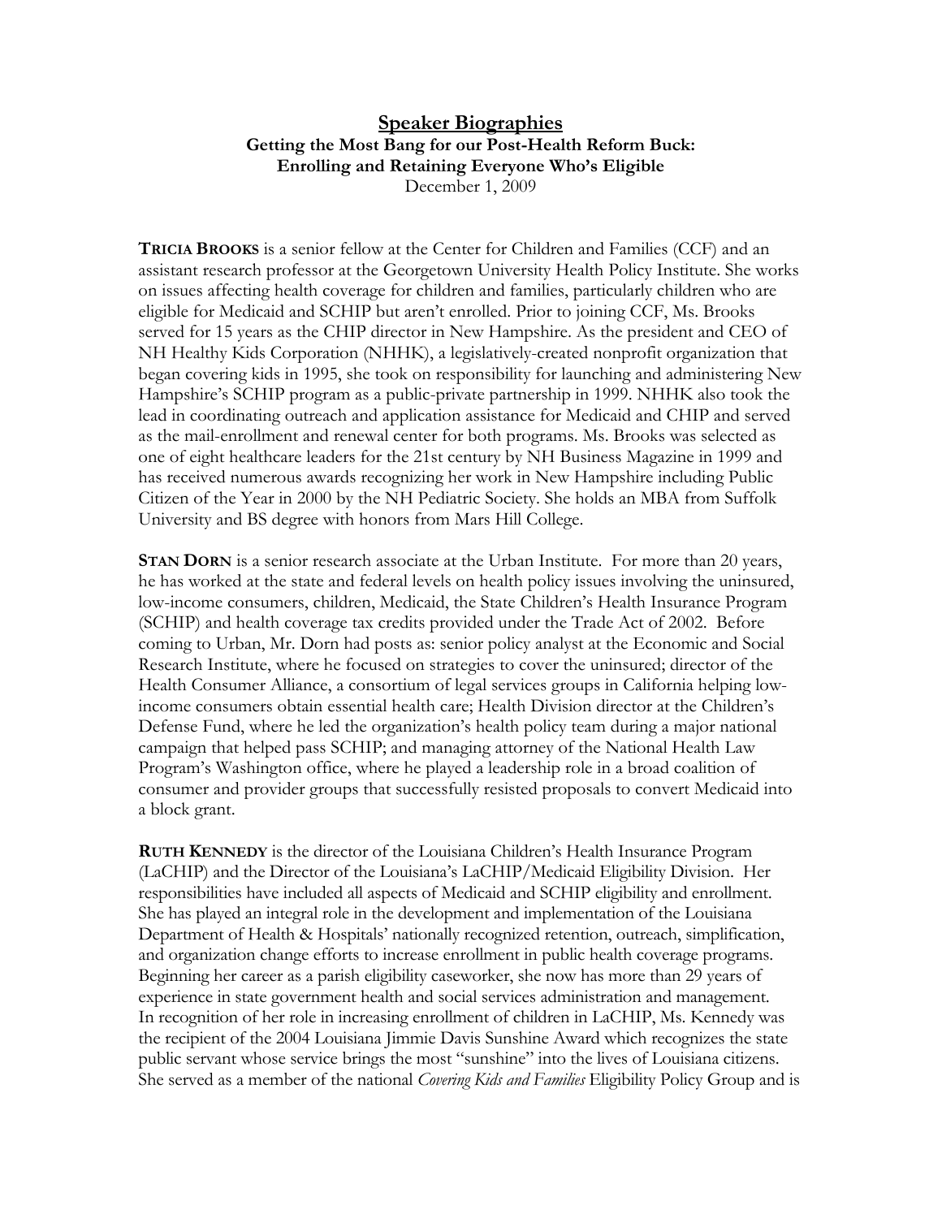# Speaker Biographies

**Getting the Most Bang for our Post-Health Reform Buck:**
**Enrolling and Retaining Everyone Who's Eligible**
December 1, 2009

**TRICIA BROOKS** is a senior fellow at the Center for Children and Families (CCF) and an assistant research professor at the Georgetown University Health Policy Institute. She works on issues affecting health coverage for children and families, particularly children who are eligible for Medicaid and SCHIP but aren't enrolled. Prior to joining CCF, Ms. Brooks served for 15 years as the CHIP director in New Hampshire. As the president and CEO of NH Healthy Kids Corporation (NHHK), a legislatively-created nonprofit organization that began covering kids in 1995, she took on responsibility for launching and administering New Hampshire's SCHIP program as a public-private partnership in 1999. NHHK also took the lead in coordinating outreach and application assistance for Medicaid and CHIP and served as the mail-enrollment and renewal center for both programs. Ms. Brooks was selected as one of eight healthcare leaders for the 21st century by NH Business Magazine in 1999 and has received numerous awards recognizing her work in New Hampshire including Public Citizen of the Year in 2000 by the NH Pediatric Society. She holds an MBA from Suffolk University and BS degree with honors from Mars Hill College.

**STAN DORN** is a senior research associate at the Urban Institute. For more than 20 years, he has worked at the state and federal levels on health policy issues involving the uninsured, low-income consumers, children, Medicaid, the State Children's Health Insurance Program (SCHIP) and health coverage tax credits provided under the Trade Act of 2002. Before coming to Urban, Mr. Dorn had posts as: senior policy analyst at the Economic and Social Research Institute, where he focused on strategies to cover the uninsured; director of the Health Consumer Alliance, a consortium of legal services groups in California helping low-income consumers obtain essential health care; Health Division director at the Children's Defense Fund, where he led the organization's health policy team during a major national campaign that helped pass SCHIP; and managing attorney of the National Health Law Program's Washington office, where he played a leadership role in a broad coalition of consumer and provider groups that successfully resisted proposals to convert Medicaid into a block grant.

**RUTH KENNEDY** is the director of the Louisiana Children's Health Insurance Program (LaCHIP) and the Director of the Louisiana's LaCHIP/Medicaid Eligibility Division. Her responsibilities have included all aspects of Medicaid and SCHIP eligibility and enrollment. She has played an integral role in the development and implementation of the Louisiana Department of Health & Hospitals' nationally recognized retention, outreach, simplification, and organization change efforts to increase enrollment in public health coverage programs. Beginning her career as a parish eligibility caseworker, she now has more than 29 years of experience in state government health and social services administration and management. In recognition of her role in increasing enrollment of children in LaCHIP, Ms. Kennedy was the recipient of the 2004 Louisiana Jimmie Davis Sunshine Award which recognizes the state public servant whose service brings the most "sunshine" into the lives of Louisiana citizens. She served as a member of the national *Covering Kids and Families* Eligibility Policy Group and is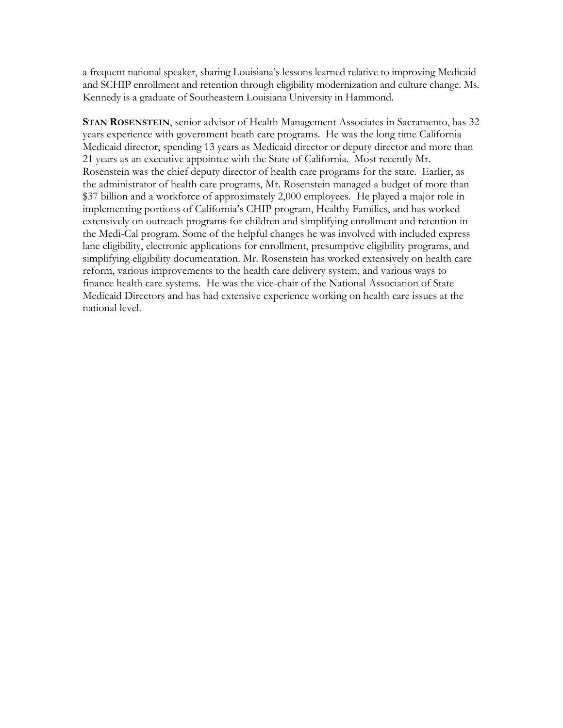a frequent national speaker, sharing Louisiana's lessons learned relative to improving Medicaid and SCHIP enrollment and retention through eligibility modernization and culture change. Ms. Kennedy is a graduate of Southeastern Louisiana University in Hammond.

**STAN ROSENSTEIN**, senior advisor of Health Management Associates in Sacramento, has 32 years experience with government heath care programs. He was the long time California Medicaid director, spending 13 years as Medicaid director or deputy director and more than 21 years as an executive appointee with the State of California. Most recently Mr. Rosenstein was the chief deputy director of health care programs for the state. Earlier, as the administrator of health care programs, Mr. Rosenstein managed a budget of more than $37 billion and a workforce of approximately 2,000 employees. He played a major role in implementing portions of California's CHIP program, Healthy Families, and has worked extensively on outreach programs for children and simplifying enrollment and retention in the Medi-Cal program. Some of the helpful changes he was involved with included express lane eligibility, electronic applications for enrollment, presumptive eligibility programs, and simplifying eligibility documentation. Mr. Rosenstein has worked extensively on health care reform, various improvements to the health care delivery system, and various ways to finance health care systems. He was the vice-chair of the National Association of State Medicaid Directors and has had extensive experience working on health care issues at the national level.